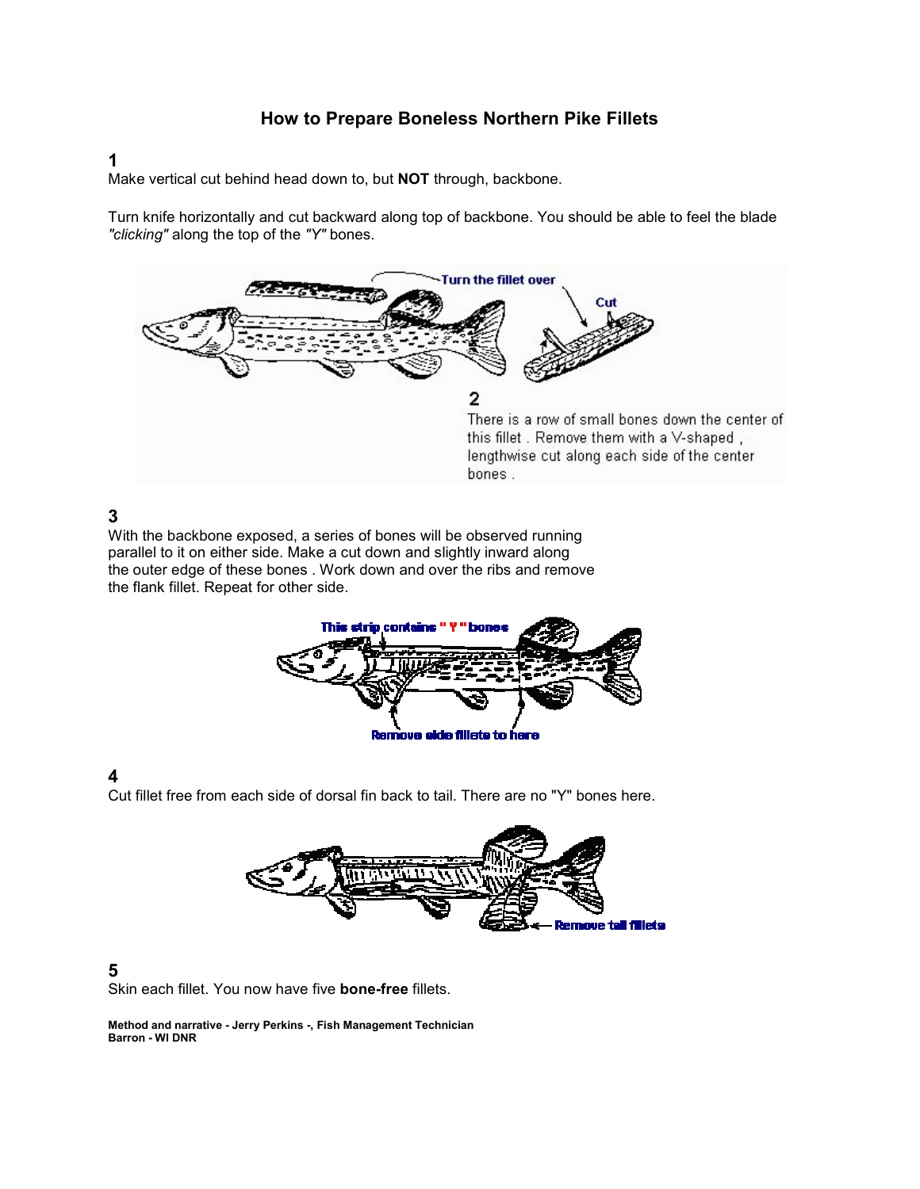# How to Prepare Boneless Northern Pike Fillets

**1**

Make vertical cut behind head down to, but **NOT** through, backbone.

Turn knife horizontally and cut backward along top of backbone. You should be able to feel the blade *"clicking"* along the top of the *"Y"* bones.

Turn the fillet over

Cut

**2**

There is a row of small bones down the center of this fillet . Remove them with a V-shaped , lengthwise cut along each side of the center bones .

**3**

With the backbone exposed, a series of bones will be observed running parallel to it on either side. Make a cut down and slightly inward along the outer edge of these bones . Work down and over the ribs and remove the flank fillet. Repeat for other side.

This strip contains " Y " bones

Remove side fillets to here

**4**

Cut fillet free from each side of dorsal fin back to tail. There are no "Y" bones here.

Remove tail fillets

**5**

Skin each fillet. You now have five **bone-free** fillets.

**Method and narrative - Jerry Perkins -, Fish Management Technician**
**Barron - WI DNR**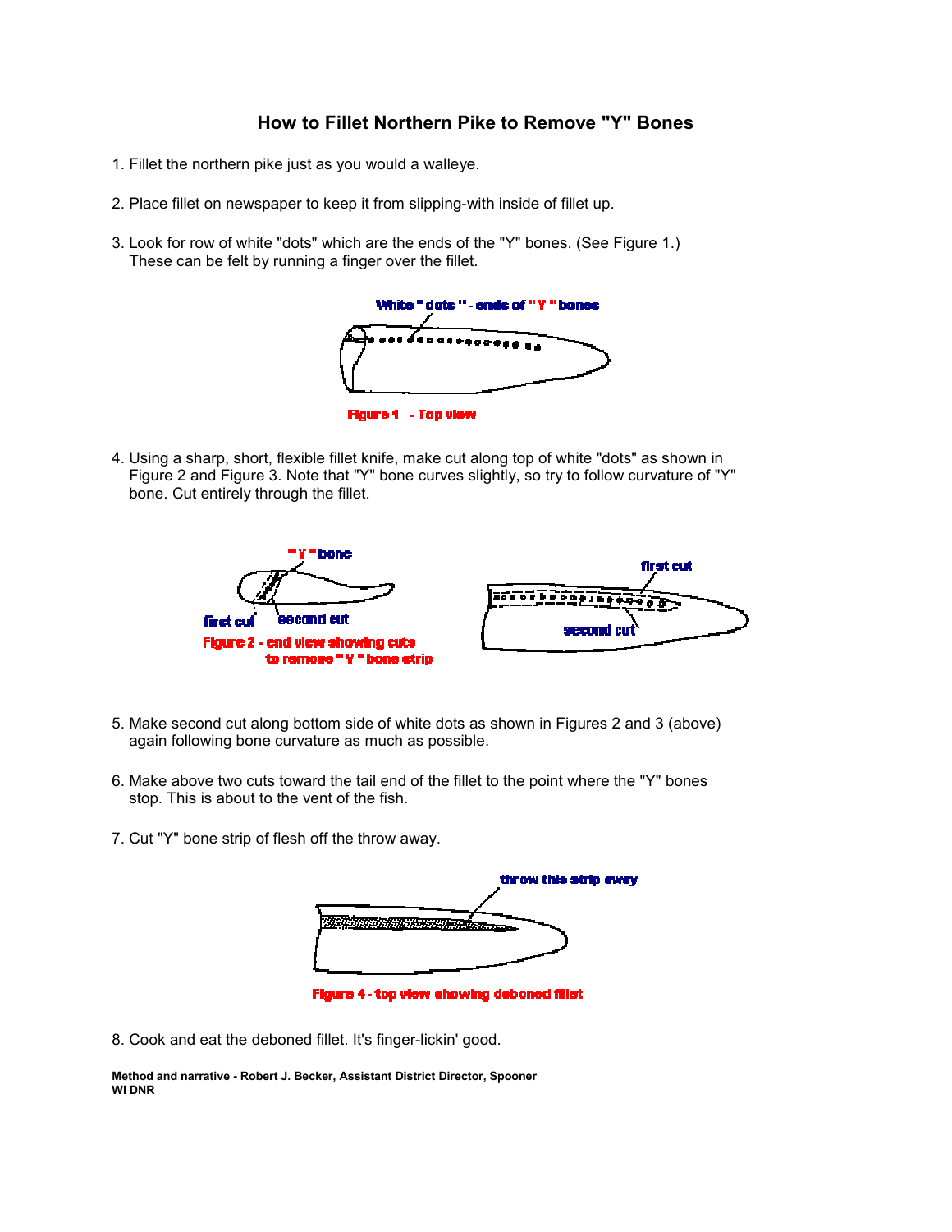# How to Fillet Northern Pike to Remove "Y" Bones

1. Fillet the northern pike just as you would a walleye.

2. Place fillet on newspaper to keep it from slipping-with inside of fillet up.

3. Look for row of white "dots" which are the ends of the "Y" bones. (See Figure 1.) These can be felt by running a finger over the fillet.

White " dots " - ends of " Y " bones

Figure 1 - Top view

4. Using a sharp, short, flexible fillet knife, make cut along top of white "dots" as shown in Figure 2 and Figure 3. Note that "Y" bone curves slightly, so try to follow curvature of "Y" bone. Cut entirely through the fillet.

" Y " bone

first cut

second cut

Figure 2 - end view showing cuts to remove " Y " bone strip

first cut

second cut

5. Make second cut along bottom side of white dots as shown in Figures 2 and 3 (above) again following bone curvature as much as possible.

6. Make above two cuts toward the tail end of the fillet to the point where the "Y" bones stop. This is about to the vent of the fish.

7. Cut "Y" bone strip of flesh off the throw away.

throw this strip away

Figure 4 - top view showing deboned fillet

8. Cook and eat the deboned fillet. It's finger-lickin' good.

**Method and narrative - Robert J. Becker, Assistant District Director, Spooner WI DNR**